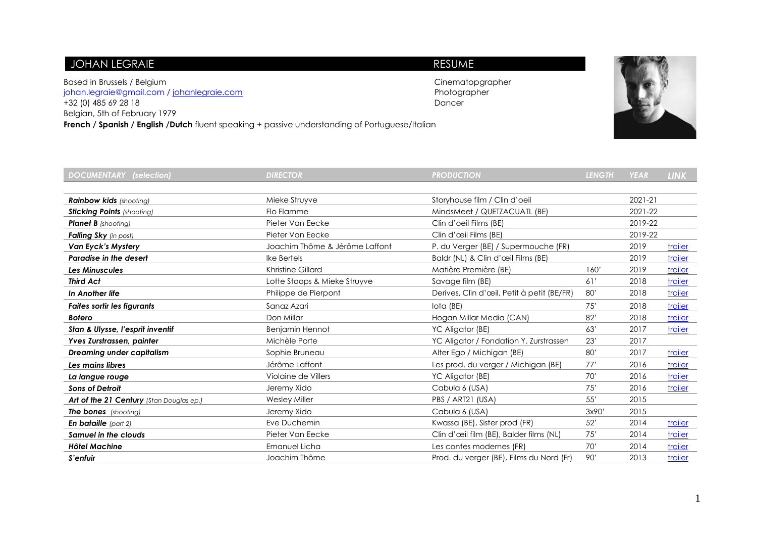# JOHAN LEGRAIE

## RESUME

Based in Brussels / Belgium
johan.legraie@gmail.com / johanlegraie.com
+32 (0) 485 69 28 18
Belgian, 5th of February 1979
**French / Spanish / English /Dutch** fluent speaking + passive understanding of Portuguese/Italian

Cinematopgrapher
Photographer
Dancer

| *DOCUMENTARY (selection)* | *DIRECTOR* | *PRODUCTION* | *LENGTH* | *YEAR* | *LINK* |
|---|---|---|---|---|---|
| ***Rainbow kids*** *(shooting)* | Mieke Struyve | Storyhouse film / Clin d'oeil | | 2021-21 | |
| ***Sticking Points*** *(shooting)* | Flo Flamme | MindsMeet / QUETZACUATL (BE) | | 2021-22 | |
| ***Planet B*** *(shooting)* | Pieter Van Eecke | Clin d'oeil Films (BE) | | 2019-22 | |
| ***Falling Sky*** *(in post)* | Pieter Van Eecke | Clin d'œil Films (BE) | | 2019-22 | |
| ***Van Eyck's Mystery*** | Joachim Thôme & Jérôme Laffont | P. du Verger (BE) / Supermouche (FR) | | 2019 | trailer |
| ***Paradise in the desert*** | Ike Bertels | Baldr (NL) & Clin d'œil Films (BE) | | 2019 | trailer |
| ***Les Minuscules*** | Khristine Gillard | Matière Première (BE) | 160' | 2019 | trailer |
| ***Third Act*** | Lotte Stoops & Mieke Struyve | Savage film (BE) | 61' | 2018 | trailer |
| ***In Another life*** | Philippe de Pierpont | Derives, Clin d'œil, Petit à petit (BE/FR) | 80' | 2018 | trailer |
| ***Faites sortir les figurants*** | Sanaz Azari | Iota (BE) | 75' | 2018 | trailer |
| ***Botero*** | Don Millar | Hogan Millar Media (CAN) | 82' | 2018 | trailer |
| ***Stan & Ulysse, l'esprit inventif*** | Benjamin Hennot | YC Aligator (BE) | 63' | 2017 | trailer |
| ***Yves Zurstrassen, painter*** | Michèle Porte | YC Aligator / Fondation Y. Zurstrassen | 23' | 2017 | |
| ***Dreaming under capitalism*** | Sophie Bruneau | Alter Ego / Michigan (BE) | 80' | 2017 | trailer |
| ***Les mains libres*** | Jérôme Laffont | Les prod. du verger / Michigan (BE) | 77' | 2016 | trailer |
| ***La langue rouge*** | Violaine de Villers | YC Aligator (BE) | 70' | 2016 | trailer |
| ***Sons of Detroit*** | Jeremy Xido | Cabula 6 (USA) | 75' | 2016 | trailer |
| ***Art of the 21 Century*** *(Stan Douglas ep.)* | Wesley Miller | PBS / ART21 (USA) | 55' | 2015 | |
| ***The bones*** *(shooting)* | Jeremy Xido | Cabula 6 (USA) | 3x90' | 2015 | |
| ***En bataille*** *(part 2)* | Eve Duchemin | Kwassa (BE), Sister prod (FR) | 52' | 2014 | trailer |
| ***Samuel in the clouds*** | Pieter Van Eecke | Clin d'œil film (BE), Balder films (NL) | 75' | 2014 | trailer |
| ***Hôtel Machine*** | Emanuel Licha | Les contes modernes (FR) | 70' | 2014 | trailer |
| ***S'enfuir*** | Joachim Thôme | Prod. du verger (BE), Films du Nord (Fr) | 90' | 2013 | trailer |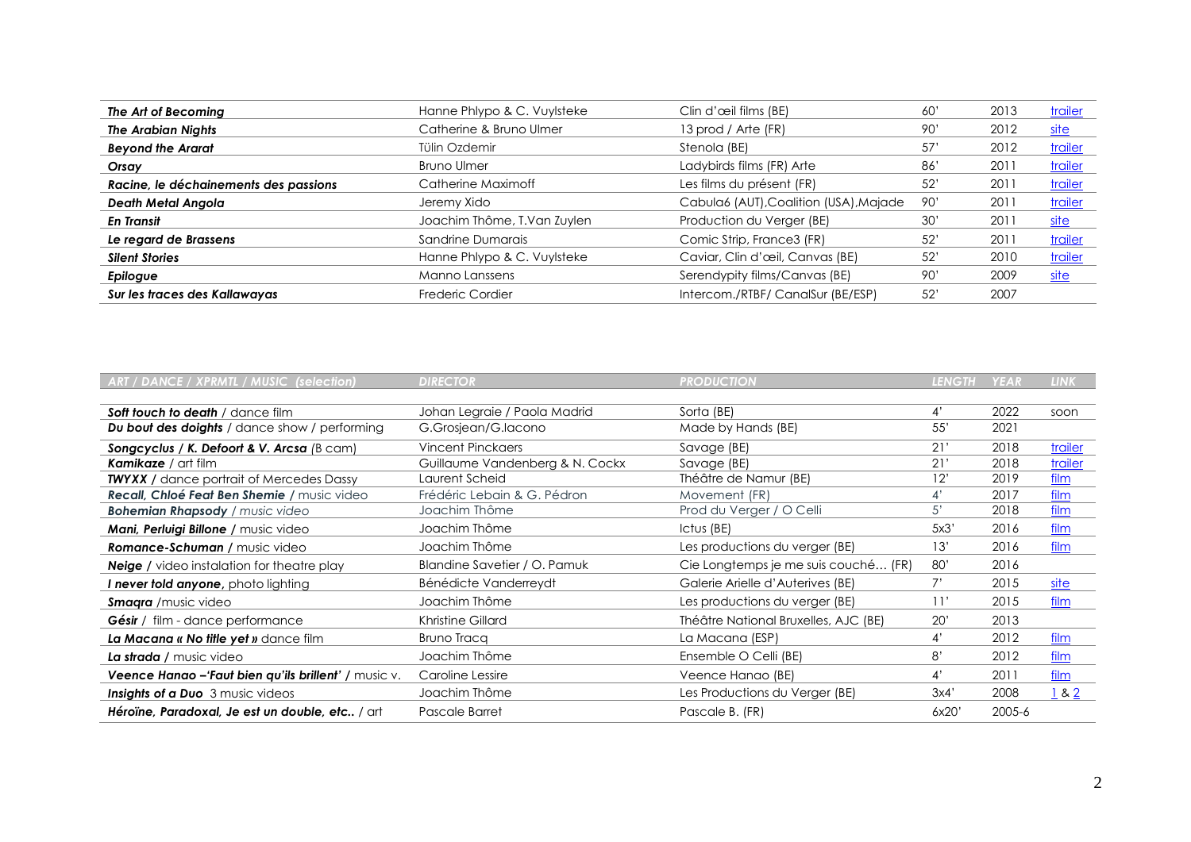| | | | | | |
|---|---|---|---|---|---|
| ***The Art of Becoming*** | Hanne Phlypo & C. Vuylsteke | Clin d'œil films (BE) | 60' | 2013 | trailer |
| ***The Arabian Nights*** | Catherine & Bruno Ulmer | 13 prod / Arte (FR) | 90' | 2012 | site |
| ***Beyond the Ararat*** | Tülin Ozdemir | Stenola (BE) | 57' | 2012 | trailer |
| ***Orsay*** | Bruno Ulmer | Ladybirds films (FR) Arte | 86' | 2011 | trailer |
| ***Racine, le déchainements des passions*** | Catherine Maximoff | Les films du présent (FR) | 52' | 2011 | trailer |
| ***Death Metal Angola*** | Jeremy Xido | Cabula6 (AUT),Coalition (USA),Majade | 90' | 2011 | trailer |
| ***En Transit*** | Joachim Thôme, T.Van Zuylen | Production du Verger (BE) | 30' | 2011 | site |
| ***Le regard de Brassens*** | Sandrine Dumarais | Comic Strip, France3 (FR) | 52' | 2011 | trailer |
| ***Silent Stories*** | Hanne Phlypo & C. Vuylsteke | Caviar, Clin d'œil, Canvas (BE) | 52' | 2010 | trailer |
| ***Epilogue*** | Manno Lanssens | Serendypity films/Canvas (BE) | 90' | 2009 | site |
| ***Sur les traces des Kallawayas*** | Frederic Cordier | Intercom./RTBF/ CanalSur (BE/ESP) | 52' | 2007 | |

| *ART / DANCE / XPRMTL / MUSIC (selection)* | *DIRECTOR* | *PRODUCTION* | *LENGTH* | *YEAR* | *LINK* |
|---|---|---|---|---|---|
| ***Soft touch to death*** / dance film | Johan Legraie / Paola Madrid | Sorta (BE) | 4' | 2022 | soon |
| ***Du bout des doights*** / dance show / performing | G.Grosjean/G.Iacono | Made by Hands (BE) | 55' | 2021 | |
| ***Songcyclus / K. Defoort & V. Arcsa*** (B cam) | Vincent Pinckaers | Savage (BE) | 21' | 2018 | trailer |
| ***Kamikaze*** / art film | Guillaume Vandenberg & N. Cockx | Savage (BE) | 21' | 2018 | trailer |
| ***TWYXX*** / dance portrait of Mercedes Dassy | Laurent Scheid | Théâtre de Namur (BE) | 12' | 2019 | film |
| ***Recall, Chloé Feat Ben Shemie*** / music video | Frédéric Lebain & G. Pédron | Movement (FR) | 4' | 2017 | film |
| ***Bohemian Rhapsody*** / *music video* | Joachim Thôme | Prod du Verger / O Celli | 5' | 2018 | film |
| ***Mani, Perluigi Billone*** / music video | Joachim Thôme | Ictus (BE) | 5x3' | 2016 | film |
| ***Romance-Schuman*** / music video | Joachim Thôme | Les productions du verger (BE) | 13' | 2016 | film |
| ***Neige*** / video instalation for theatre play | Blandine Savetier / O. Pamuk | Cie Longtemps je me suis couché… (FR) | 80' | 2016 | |
| ***I never told anyone***, photo lighting | Bénédicte Vanderreydt | Galerie Arielle d'Auterives (BE) | 7' | 2015 | site |
| ***Smaqra*** /music video | Joachim Thôme | Les productions du verger (BE) | 11' | 2015 | film |
| ***Gésir*** / film - dance performance | Khristine Gillard | Théâtre National Bruxelles, AJC (BE) | 20' | 2013 | |
| ***La Macana « No title yet »*** dance film | Bruno Tracq | La Macana (ESP) | 4' | 2012 | film |
| ***La strada*** / music video | Joachim Thôme | Ensemble O Celli (BE) | 8' | 2012 | film |
| ***Veence Hanao –'Faut bien qu'ils brillent'*** / music v. | Caroline Lessire | Veence Hanao (BE) | 4' | 2011 | film |
| ***Insights of a Duo*** 3 music videos | Joachim Thôme | Les Productions du Verger (BE) | 3x4' | 2008 | 1 & 2 |
| ***Héroïne, Paradoxal, Je est un double, etc..*** / art | Pascale Barret | Pascale B. (FR) | 6x20' | 2005-6 | |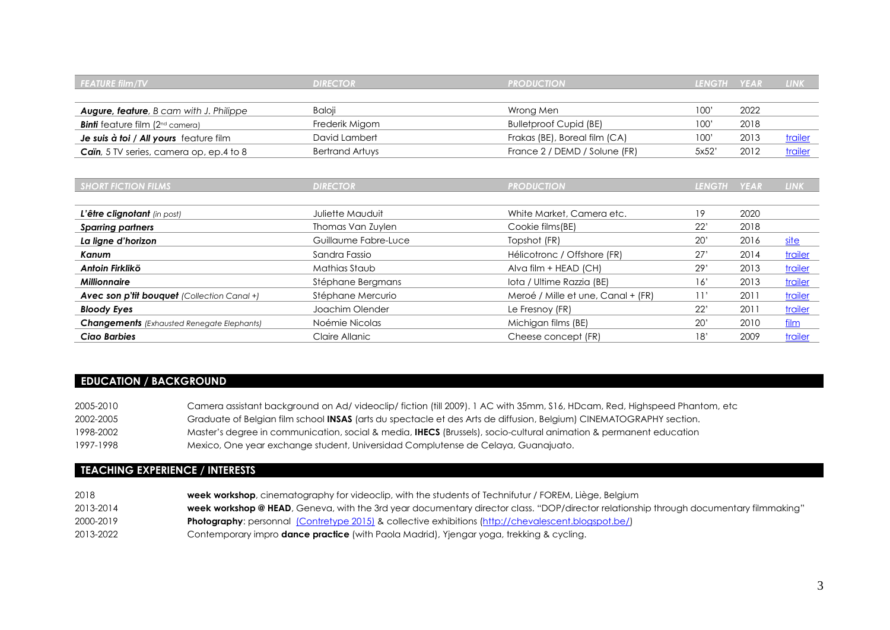| *FEATURE film/TV* | *DIRECTOR* | *PRODUCTION* | *LENGTH* | *YEAR* | *LINK* |
|---|---|---|---|---|---|
| ***Augure, feature**, B cam with J. Philippe* | Baloji | Wrong Men | 100' | 2022 | |
| **Binti** feature film (2nd camera) | Frederik Migom | Bulletproof Cupid (BE) | 100' | 2018 | |
| ***Je suis à toi / All yours*** feature film | David Lambert | Frakas (BE), Boreal film (CA) | 100' | 2013 | trailer |
| ***Caïn***, 5 TV series, camera op. ep.4 to 8 | Bertrand Artuys | France 2 / DEMD / Solune (FR) | 5x52' | 2012 | trailer |

| *SHORT FICTION FILMS* | *DIRECTOR* | *PRODUCTION* | *LENGTH* | *YEAR* | *LINK* |
|---|---|---|---|---|---|
| ***L'être clignotant*** *(in post)* | Juliette Mauduit | White Market, Camera etc. | 19 | 2020 | |
| ***Sparring partners*** | Thomas Van Zuylen | Cookie films(BE) | 22' | 2018 | |
| ***La ligne d'horizon*** | Guillaume Fabre-Luce | Topshot (FR) | 20' | 2016 | site |
| ***Kanum*** | Sandra Fassio | Hélicotronc / Offshore (FR) | 27' | 2014 | trailer |
| ***Antoin Firklikö*** | Mathias Staub | Alva film + HEAD (CH) | 29' | 2013 | trailer |
| ***Millionnaire*** | Stéphane Bergmans | Iota / Ultime Razzia (BE) | 16' | 2013 | trailer |
| ***Avec son p'tit bouquet*** *(Collection Canal +)* | Stéphane Mercurio | Meroé / Mille et une, Canal + (FR) | 11' | 2011 | trailer |
| ***Bloody Eyes*** | Joachim Olender | Le Fresnoy (FR) | 22' | 2011 | trailer |
| ***Changements*** *(Exhausted Renegate Elephants)* | Noémie Nicolas | Michigan films (BE) | 20' | 2010 | film |
| ***Ciao Barbies*** | Claire Allanic | Cheese concept (FR) | 18' | 2009 | trailer |

## EDUCATION / BACKGROUND

| | |
|---|---|
| 2005-2010 | Camera assistant background on Ad/ videoclip/ fiction (till 2009). 1 AC with 35mm, S16, HDcam, Red, Highspeed Phantom, etc |
| 2002-2005 | Graduate of Belgian film school **INSAS** (arts du spectacle et des Arts de diffusion, Belgium) CINEMATOGRAPHY section. |
| 1998-2002 | Master's degree in communication, social & media, **IHECS** (Brussels), socio-cultural animation & permanent education |
| 1997-1998 | Mexico, One year exchange student, Universidad Complutense de Celaya, Guanajuato. |

## TEACHING EXPERIENCE / INTERESTS

| | |
|---|---|
| 2018 | **week workshop**, cinematography for videoclip, with the students of Technifutur / FOREM, Liège, Belgium |
| 2013-2014 | **week workshop @ HEAD**, Geneva, with the 3rd year documentary director class. "DOP/director relationship through documentary filmmaking" |
| 2000-2019 | **Photography**: personnal (Contretype 2015) & collective exhibitions (http://chevalescent.blogspot.be/) |
| 2013-2022 | Contemporary impro **dance practice** (with Paola Madrid), Yjengar yoga, trekking & cycling. |